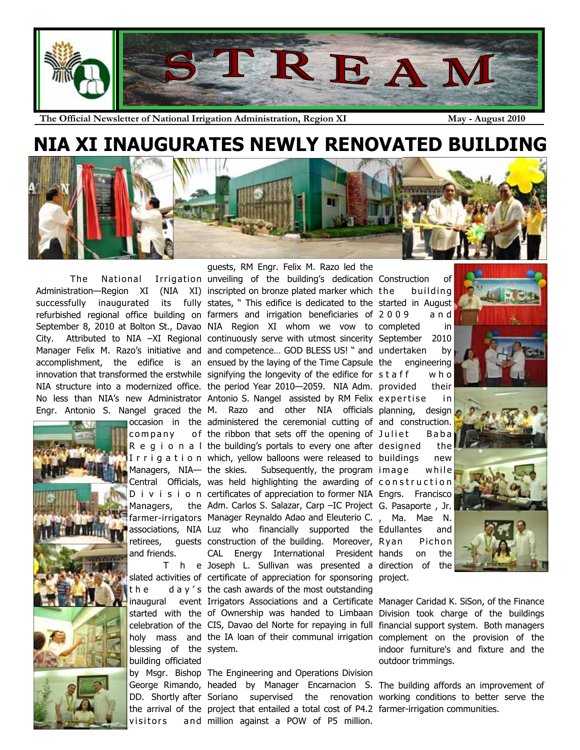# STREAM

**The Official Newsletter of National Irrigation Administration, Region XI** **May - August 2010**

# NIA XI INAUGURATES NEWLY RENOVATED BUILDING

The National Irrigation Administration—Region XI (NIA XI) successfully inaugurated its fully refurbished regional office building on September 8, 2010 at Bolton St., Davao City. Attributed to NIA –XI Regional Manager Felix M. Razo's initiative and accomplishment, the edifice is an innovation that transformed the erstwhile NIA structure into a modernized office. No less than NIA's new Administrator Engr. Antonio S. Nangel graced the occasion in the company of Regional Irrigation Managers, NIA—Central Officials, Division Managers, the farmer-irrigators associations, NIA retirees, guests and friends.

The slated activities of the day's inaugural event started with the celebration of the holy mass and blessing of the building officiated by Msgr. Bishop George Rimando, DD. Shortly after the arrival of the visitors and guests, RM Engr. Felix M. Razo led the unveiling of the building's dedication inscripted on bronze plated marker which states, " This edifice is dedicated to the farmers and irrigation beneficiaries of NIA Region XI whom we vow to continuously serve with utmost sincerity and competence… GOD BLESS US! " and ensued by the laying of the Time Capsule signifying the longevity of the edifice for the period Year 2010—2059. NIA Adm. Antonio S. Nangel assisted by RM Felix M. Razo and other NIA officials administered the ceremonial cutting of the ribbon that sets off the opening of the building's portals to every one after which, yellow balloons were released to the skies. Subsequently, the program was held highlighting the awarding of certificates of appreciation to former NIA Adm. Carlos S. Salazar, Carp –IC Project Manager Reynaldo Adao and Eleuterio C. Luz who financially supported the construction of the building. Moreover, CAL Energy International President Joseph L. Sullivan was presented a certificate of appreciation for sponsoring the cash awards of the most outstanding Irrigators Associations and a Certificate of Ownership was handed to Limbaan CIS, Davao del Norte for repaying in full the IA loan of their communal irrigation system.

The Engineering and Operations Division headed by Manager Encarnacion S. Soriano supervised the renovation project that entailed a total cost of P4.2 million against a POW of P5 million. Construction of the building started in August 2009 and completed in September 2010 undertaken by the engineering staff who provided their expertise in planning, design and construction. Juliet Baba designed the buildings new image while construction Engrs. Francisco G. Pasaporte , Jr. , Ma. Mae N. Edullantes and Ryan Pichon hands on the direction of the project. Manager Caridad K. SiSon, of the Finance Division took charge of the buildings financial support system. Both managers complement on the provision of the indoor furniture's and fixture and the outdoor trimmings.

The building affords an improvement of working conditions to better serve the farmer-irrigation communities.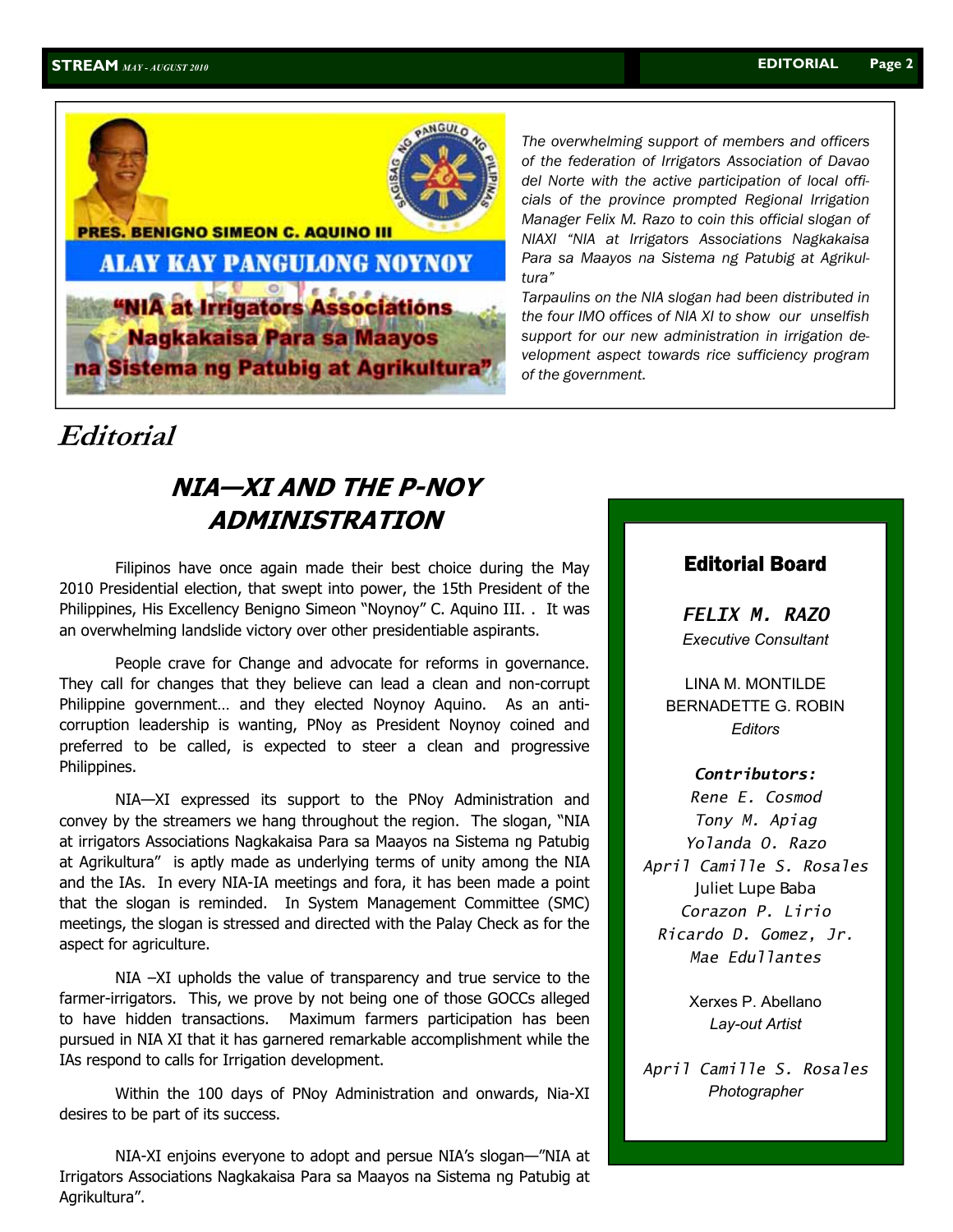PRES. BENIGNO SIMEON C. AQUINO III

ALAY KAY PANGULONG NOYNOY

"NIA at Irrigators Associations Nagkakaisa Para sa Maayos na Sistema ng Patubig at Agrikultura"

*The overwhelming support of members and officers of the federation of Irrigators Association of Davao del Norte with the active participation of local officials of the province prompted Regional Irrigation Manager Felix M. Razo to coin this official slogan of NIAXI "NIA at Irrigators Associations Nagkakaisa Para sa Maayos na Sistema ng Patubig at Agrikultura"*

*Tarpaulins on the NIA slogan had been distributed in the four IMO offices of NIA XI to show our unselfish support for our new administration in irrigation development aspect towards rice sufficiency program of the government.*

# Editorial

## NIA—XI AND THE P-NOY ADMINISTRATION

Filipinos have once again made their best choice during the May 2010 Presidential election, that swept into power, the 15th President of the Philippines, His Excellency Benigno Simeon "Noynoy" C. Aquino III. . It was an overwhelming landslide victory over other presidentiable aspirants.

People crave for Change and advocate for reforms in governance. They call for changes that they believe can lead a clean and non-corrupt Philippine government… and they elected Noynoy Aquino. As an anti-corruption leadership is wanting, PNoy as President Noynoy coined and preferred to be called, is expected to steer a clean and progressive Philippines.

NIA—XI expressed its support to the PNoy Administration and convey by the streamers we hang throughout the region. The slogan, "NIA at irrigators Associations Nagkakaisa Para sa Maayos na Sistema ng Patubig at Agrikultura" is aptly made as underlying terms of unity among the NIA and the IAs. In every NIA-IA meetings and fora, it has been made a point that the slogan is reminded. In System Management Committee (SMC) meetings, the slogan is stressed and directed with the Palay Check as for the aspect for agriculture.

NIA –XI upholds the value of transparency and true service to the farmer-irrigators. This, we prove by not being one of those GOCCs alleged to have hidden transactions. Maximum farmers participation has been pursued in NIA XI that it has garnered remarkable accomplishment while the IAs respond to calls for Irrigation development.

Within the 100 days of PNoy Administration and onwards, Nia-XI desires to be part of its success.

NIA-XI enjoins everyone to adopt and persue NIA's slogan—"NIA at Irrigators Associations Nagkakaisa Para sa Maayos na Sistema ng Patubig at Agrikultura".

### Editorial Board

***FELIX M. RAZO***
*Executive Consultant*

LINA M. MONTILDE
BERNADETTE G. ROBIN
*Editors*

***Contributors:***
*Rene E. Cosmod*
*Tony M. Apiag*
*Yolanda O. Razo*
*April Camille S. Rosales*
Juliet Lupe Baba
*Corazon P. Lirio*
*Ricardo D. Gomez, Jr.*
*Mae Edullantes*

Xerxes P. Abellano
*Lay-out Artist*

*April Camille S. Rosales*
*Photographer*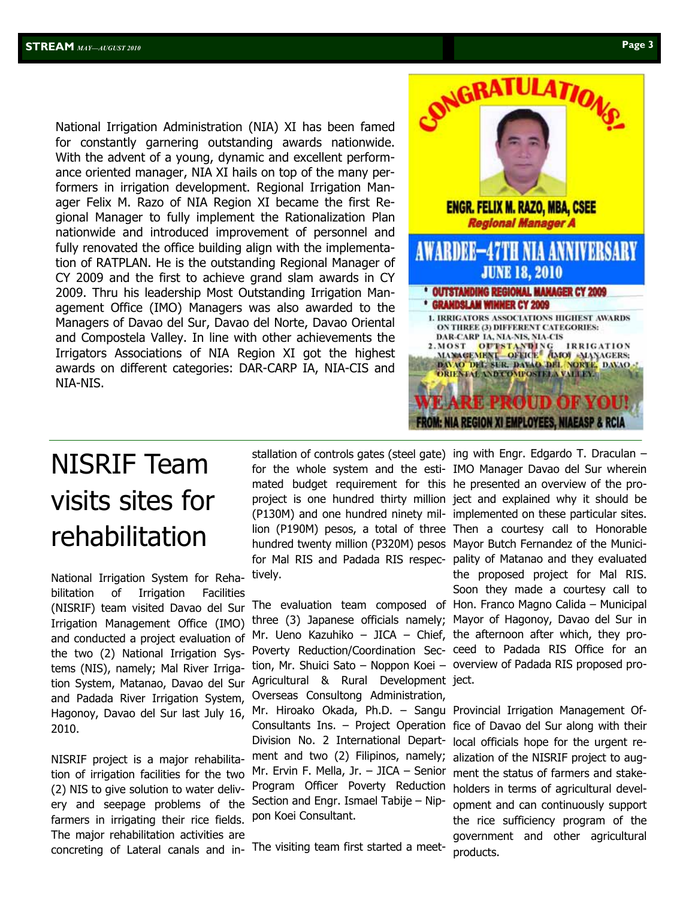National Irrigation Administration (NIA) XI has been famed for constantly garnering outstanding awards nationwide. With the advent of a young, dynamic and excellent performance oriented manager, NIA XI hails on top of the many performers in irrigation development. Regional Irrigation Manager Felix M. Razo of NIA Region XI became the first Regional Manager to fully implement the Rationalization Plan nationwide and introduced improvement of personnel and fully renovated the office building align with the implementation of RATPLAN. He is the outstanding Regional Manager of CY 2009 and the first to achieve grand slam awards in CY 2009. Thru his leadership Most Outstanding Irrigation Management Office (IMO) Managers was also awarded to the Managers of Davao del Sur, Davao del Norte, Davao Oriental and Compostela Valley. In line with other achievements the Irrigators Associations of NIA Region XI got the highest awards on different categories: DAR-CARP IA, NIA-CIS and NIA-NIS.

CONGRATULATIONS!

ENGR. FELIX M. RAZO, MBA, CSEE
*Regional Manager A*

AWARDEE—47TH NIA ANNIVERSARY
JUNE 18, 2010

- OUTSTANDING REGIONAL MANAGER CY 2009
- GRANDSLAM WINNER CY 2009

1. IRRIGATORS ASSOCIATIONS HIGHEST AWARDS ON THREE (3) DIFFERENT CATEGORIES: DAR-CARP IA, NIA-NIS, NIA-CIS
2. MOST OUTSTANDING IRRIGATION MANAGEMENT OFFICE (IMO) MANAGERS: DAVAO DEL SUR, DAVAO DEL NORTE, DAVAO ORIENTAL AND COMPOSTELA VALLEY.

WE ARE PROUD OF YOU!
FROM: NIA REGION XI EMPLOYEES, NIAEASP & RCIA

# NISRIF Team visits sites for rehabilitation

National Irrigation System for Rehabilitation of Irrigation Facilities (NISRIF) team visited Davao del Sur Irrigation Management Office (IMO) and conducted a project evaluation of the two (2) National Irrigation Systems (NIS), namely; Mal River Irrigation System, Matanao, Davao del Sur and Padada River Irrigation System, Hagonoy, Davao del Sur last July 16, 2010.

NISRIF project is a major rehabilitation of irrigation facilities for the two (2) NIS to give solution to water delivery and seepage problems of the farmers in irrigating their rice fields. The major rehabilitation activities are concreting of Lateral canals and installation of controls gates (steel gate) for the whole system and the estimated budget requirement for this project is one hundred thirty million (P130M) and one hundred ninety million (P190M) pesos, a total of three hundred twenty million (P320M) pesos for Mal RIS and Padada RIS respectively.

The evaluation team composed of three (3) Japanese officials namely; Mr. Ueno Kazuhiko – JICA – Chief, Poverty Reduction/Coordination Section, Mr. Shuici Sato – Noppon Koei – Agricultural & Rural Development Overseas Consultong Administration, Mr. Hiroako Okada, Ph.D. – Sangu Consultants Ins. – Project Operation Division No. 2 International Department and two (2) Filipinos, namely; Mr. Ervin F. Mella, Jr. – JICA – Senior Program Officer Poverty Reduction Section and Engr. Ismael Tabije – Nippon Koei Consultant.

The visiting team first started a meeting with Engr. Edgardo T. Draculan – IMO Manager Davao del Sur wherein he presented an overview of the project and explained why it should be implemented on these particular sites. Then a courtesy call to Honorable Mayor Butch Fernandez of the Municipality of Matanao and they evaluated the proposed project for Mal RIS. Soon they made a courtesy call to Hon. Franco Magno Calida – Municipal Mayor of Hagonoy, Davao del Sur in the afternoon after which, they proceed to Padada RIS Office for an overview of Padada RIS proposed project.

Provincial Irrigation Management Office of Davao del Sur along with their local officials hope for the urgent realization of the NISRIF project to augment the status of farmers and stakeholders in terms of agricultural development and can continuously support the rice sufficiency program of the government and other agricultural products.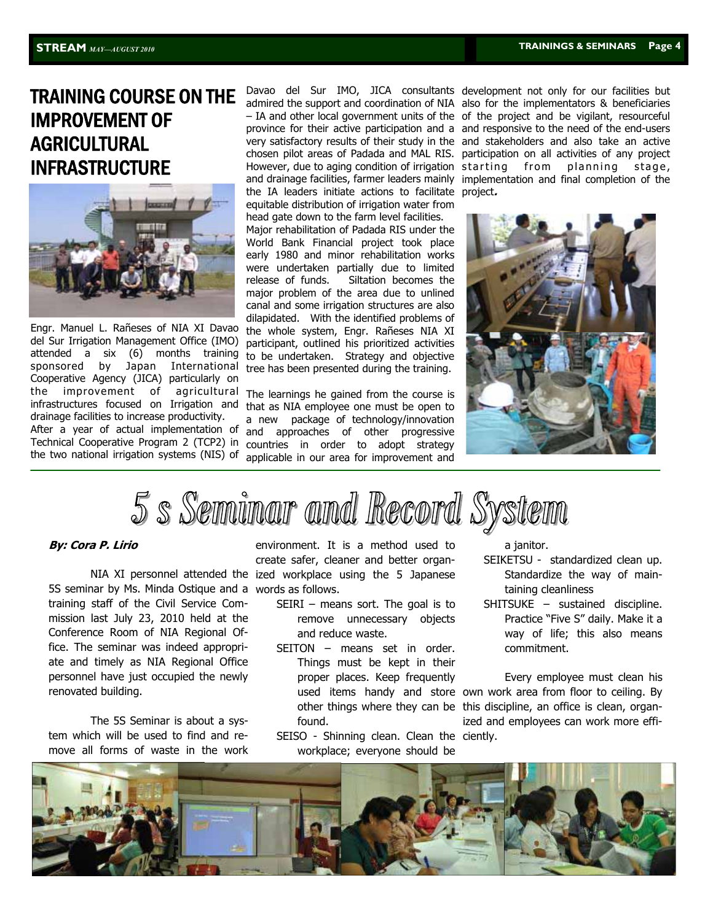# TRAINING COURSE ON THE IMPROVEMENT OF AGRICULTURAL INFRASTRUCTURE

Engr. Manuel L. Rañeses of NIA XI Davao del Sur Irrigation Management Office (IMO) attended a six (6) months training sponsored by Japan International Cooperative Agency (JICA) particularly on the improvement of agricultural infrastructures focused on Irrigation and drainage facilities to increase productivity.

After a year of actual implementation of Technical Cooperative Program 2 (TCP2) in the two national irrigation systems (NIS) of Davao del Sur IMO, JICA consultants admired the support and coordination of NIA – IA and other local government units of the province for their active participation and a very satisfactory results of their study in the chosen pilot areas of Padada and MAL RIS. However, due to aging condition of irrigation and drainage facilities, farmer leaders mainly the IA leaders initiate actions to facilitate equitable distribution of irrigation water from head gate down to the farm level facilities.

Major rehabilitation of Padada RIS under the World Bank Financial project took place early 1980 and minor rehabilitation works were undertaken partially due to limited release of funds. Siltation becomes the major problem of the area due to unlined canal and some irrigation structures are also dilapidated. With the identified problems of the whole system, Engr. Rañeses NIA XI participant, outlined his prioritized activities to be undertaken. Strategy and objective tree has been presented during the training.

The learnings he gained from the course is that as NIA employee one must be open to a new package of technology/innovation and approaches of other progressive countries in order to adopt strategy applicable in our area for improvement and development not only for our facilities but also for the implementators & beneficiaries of the project and be vigilant, resourceful and responsive to the need of the end-users and stakeholders and also take an active participation on all activities of any project starting from planning stage, implementation and final completion of the project.

# 5 s Seminar and Record System

**By: Cora P. Lirio**

NIA XI personnel attended the 5S seminar by Ms. Minda Ostique and a training staff of the Civil Service Commission last July 23, 2010 held at the Conference Room of NIA Regional Office. The seminar was indeed appropriate and timely as NIA Regional Office personnel have just occupied the newly renovated building.

The 5S Seminar is about a system which will be used to find and remove all forms of waste in the work environment. It is a method used to create safer, cleaner and better organized workplace using the 5 Japanese words as follows.

- SEIRI – means sort. The goal is to remove unnecessary objects and reduce waste.
- SEITON – means set in order. Things must be kept in their proper places. Keep frequently used items handy and store other things where they can be found.
- SEISO - Shinning clean. Clean the workplace; everyone should be a janitor.
- SEIKETSU - standardized clean up. Standardize the way of maintaining cleanliness
- SHITSUKE – sustained discipline. Practice "Five S" daily. Make it a way of life; this also means commitment.

Every employee must clean his own work area from floor to ceiling. By this discipline, an office is clean, organized and employees can work more efficiently.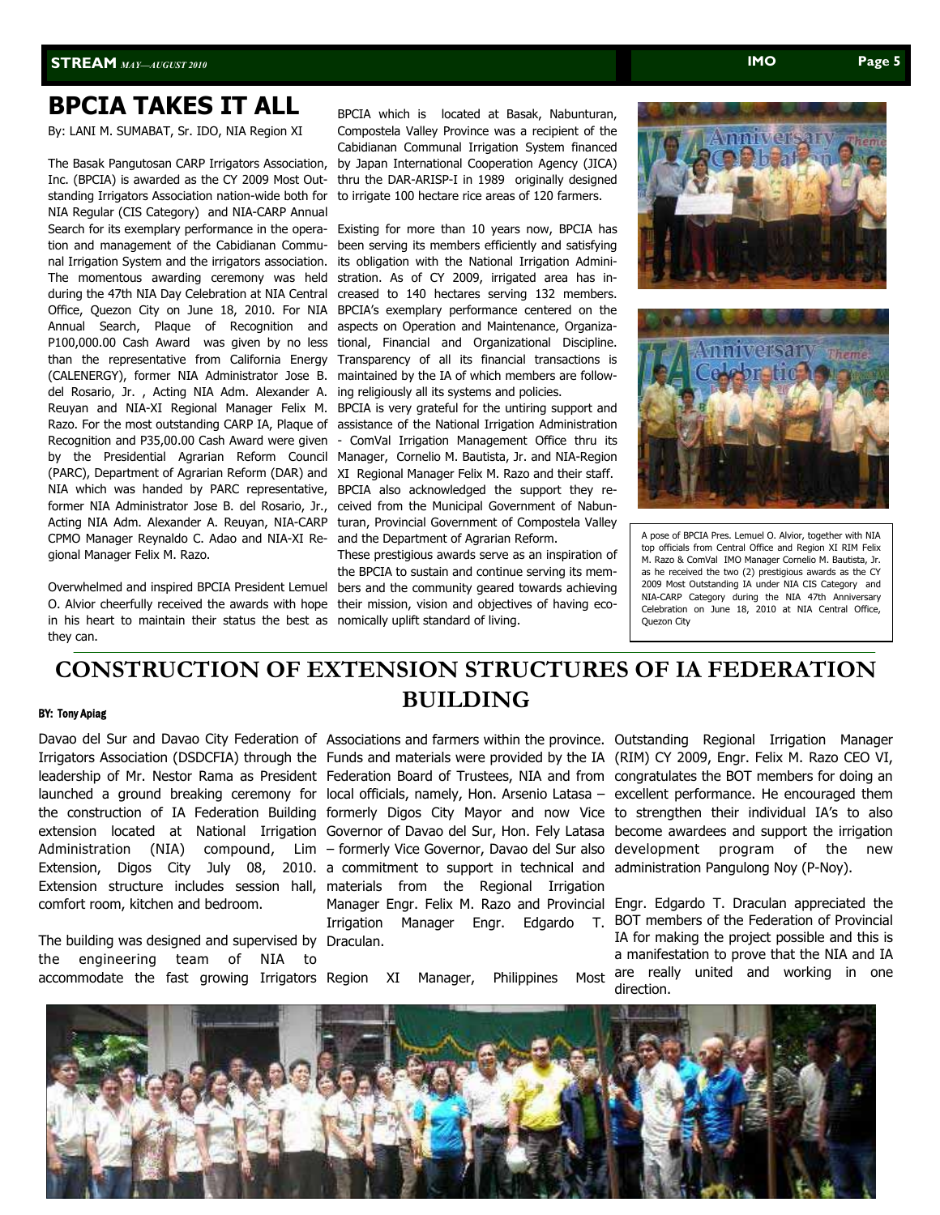# BPCIA TAKES IT ALL

By: LANI M. SUMABAT, Sr. IDO, NIA Region XI

The Basak Pangutosan CARP Irrigators Association, Inc. (BPCIA) is awarded as the CY 2009 Most Outstanding Irrigators Association nation-wide both for NIA Regular (CIS Category) and NIA-CARP Annual Search for its exemplary performance in the operation and management of the Cabidianan Communal Irrigation System and the irrigators association. The momentous awarding ceremony was held during the 47th NIA Day Celebration at NIA Central Office, Quezon City on June 18, 2010. For NIA Annual Search, Plaque of Recognition and P100,000.00 Cash Award was given by no less than the representative from California Energy (CALENERGY), former NIA Administrator Jose B. del Rosario, Jr. , Acting NIA Adm. Alexander A. Reuyan and NIA-XI Regional Manager Felix M. Razo. For the most outstanding CARP IA, Plaque of Recognition and P35,00.00 Cash Award were given by the Presidential Agrarian Reform Council (PARC), Department of Agrarian Reform (DAR) and NIA which was handed by PARC representative, former NIA Administrator Jose B. del Rosario, Jr., Acting NIA Adm. Alexander A. Reuyan, NIA-CARP CPMO Manager Reynaldo C. Adao and NIA-XI Regional Manager Felix M. Razo.

Overwhelmed and inspired BPCIA President Lemuel O. Alvior cheerfully received the awards with hope in his heart to maintain their status the best as they can.

BPCIA which is located at Basak, Nabunturan, Compostela Valley Province was a recipient of the Cabidianan Communal Irrigation System financed by Japan International Cooperation Agency (JICA) thru the DAR-ARISP-I in 1989 originally designed to irrigate 100 hectare rice areas of 120 farmers.

Existing for more than 10 years now, BPCIA has been serving its members efficiently and satisfying its obligation with the National Irrigation Administration. As of CY 2009, irrigated area has increased to 140 hectares serving 132 members. BPCIA's exemplary performance centered on the aspects on Operation and Maintenance, Organizational, Financial and Organizational Discipline. Transparency of all its financial transactions is maintained by the IA of which members are following religiously all its systems and policies. BPCIA is very grateful for the untiring support and assistance of the National Irrigation Administration - ComVal Irrigation Management Office thru its Manager, Cornelio M. Bautista, Jr. and NIA-Region XI Regional Manager Felix M. Razo and their staff. BPCIA also acknowledged the support they received from the Municipal Government of Nabunturan, Provincial Government of Compostela Valley and the Department of Agrarian Reform.

These prestigious awards serve as an inspiration of the BPCIA to sustain and continue serving its members and the community geared towards achieving their mission, vision and objectives of having economically uplift standard of living.

A pose of BPCIA Pres. Lemuel O. Alvior, together with NIA top officials from Central Office and Region XI RIM Felix M. Razo & ComVal IMO Manager Cornelio M. Bautista, Jr. as he received the two (2) prestigious awards as the CY 2009 Most Outstanding IA under NIA CIS Category and NIA-CARP Category during the NIA 47th Anniversary Celebration on June 18, 2010 at NIA Central Office, Quezon City

# CONSTRUCTION OF EXTENSION STRUCTURES OF IA FEDERATION BUILDING

**BY: Tony Apiag**

Davao del Sur and Davao City Federation of Irrigators Association (DSDCFIA) through the leadership of Mr. Nestor Rama as President launched a ground breaking ceremony for the construction of IA Federation Building extension located at National Irrigation Administration (NIA) compound, Lim Extension, Digos City July 08, 2010. Extension structure includes session hall, comfort room, kitchen and bedroom.

The building was designed and supervised by the engineering team of NIA to accommodate the fast growing Irrigators Associations and farmers within the province. Funds and materials were provided by the IA Federation Board of Trustees, NIA and from local officials, namely, Hon. Arsenio Latasa – formerly Digos City Mayor and now Vice Governor of Davao del Sur, Hon. Fely Latasa – formerly Vice Governor, Davao del Sur also a commitment to support in technical and materials from the Regional Irrigation Manager Engr. Felix M. Razo and Provincial Irrigation Manager Engr. Edgardo T. Draculan.

Region XI Manager, Philippines Most Outstanding Regional Irrigation Manager (RIM) CY 2009, Engr. Felix M. Razo CEO VI, congratulates the BOT members for doing an excellent performance. He encouraged them to strengthen their individual IA's to also become awardees and support the irrigation development program of the new administration Pangulong Noy (P-Noy).

Engr. Edgardo T. Draculan appreciated the BOT members of the Federation of Provincial IA for making the project possible and this is a manifestation to prove that the NIA and IA are really united and working in one direction.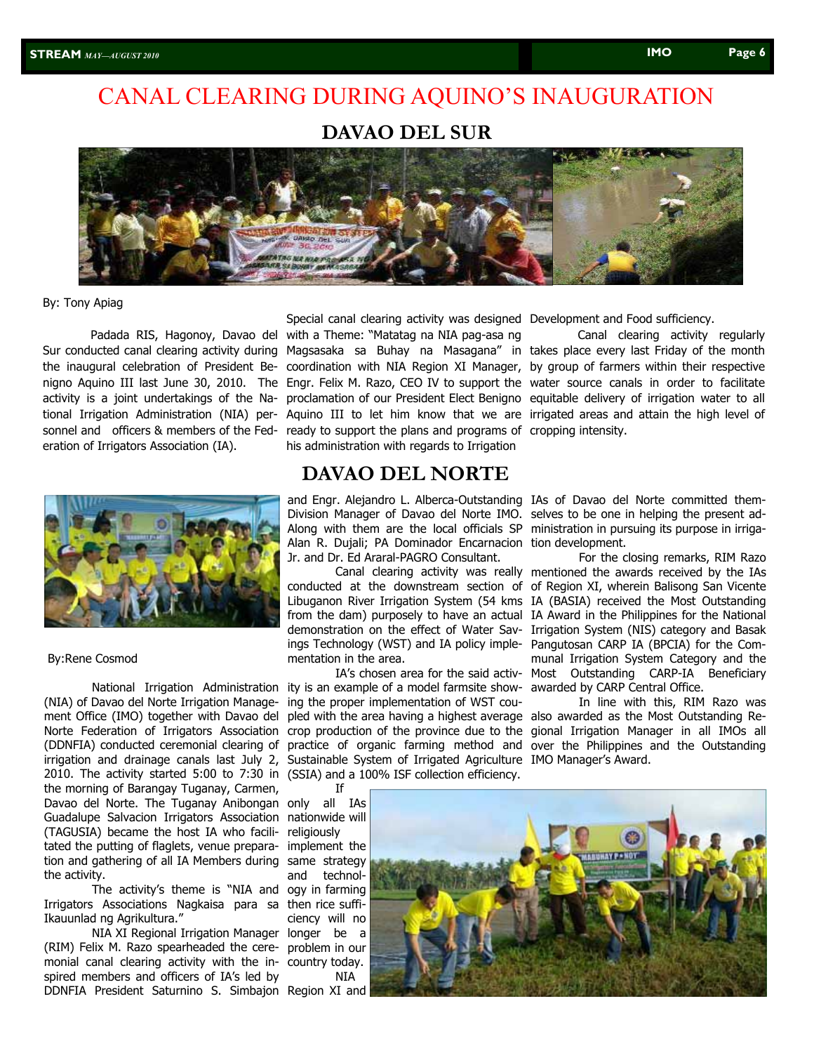# CANAL CLEARING DURING AQUINO'S INAUGURATION

## DAVAO DEL SUR

By: Tony Apiag

Padada RIS, Hagonoy, Davao del Sur conducted canal clearing activity during the inaugural celebration of President Benigno Aquino III last June 30, 2010. The activity is a joint undertakings of the National Irrigation Administration (NIA) personnel and officers & members of the Federation of Irrigators Association (IA).

Special canal clearing activity was designed with a Theme: "Matatag na NIA pag-asa ng Magsasaka sa Buhay na Masagana" in coordination with NIA Region XI Manager, Engr. Felix M. Razo, CEO IV to support the proclamation of our President Elect Benigno Aquino III to let him know that we are ready to support the plans and programs of his administration with regards to Irrigation Development and Food sufficiency.

Canal clearing activity regularly takes place every last Friday of the month by group of farmers within their respective water source canals in order to facilitate equitable delivery of irrigation water to all irrigated areas and attain the high level of cropping intensity.

## DAVAO DEL NORTE

By:Rene Cosmod

National Irrigation Administration (NIA) of Davao del Norte Irrigation Management Office (IMO) together with Davao del Norte Federation of Irrigators Association (DDNFIA) conducted ceremonial clearing of irrigation and drainage canals last July 2, 2010. The activity started 5:00 to 7:30 in the morning of Barangay Tuganay, Carmen, Davao del Norte. The Tuganay Anibongan Guadalupe Salvacion Irrigators Association (TAGUSIA) became the host IA who facilitated the putting of flaglets, venue preparation and gathering of all IA Members during the activity.

The activity's theme is "NIA and Irrigators Associations Nagkaisa para sa Ikauunlad ng Agrikultura."

NIA XI Regional Irrigation Manager (RIM) Felix M. Razo spearheaded the ceremonial canal clearing activity with the inspired members and officers of IA's led by DDNFIA President Saturnino S. Simbajon and Engr. Alejandro L. Alberca-Outstanding Division Manager of Davao del Norte IMO. Along with them are the local officials SP Alan R. Dujali; PA Dominador Encarnacion Jr. and Dr. Ed Araral-PAGRO Consultant.

Canal clearing activity was really conducted at the downstream section of Libuganon River Irrigation System (54 kms from the dam) purposely to have an actual demonstration on the effect of Water Savings Technology (WST) and IA policy implementation in the area.

IA's chosen area for the said activity is an example of a model farmsite showing the proper implementation of WST coupled with the area having a highest average crop production of the province due to the practice of organic farming method and Sustainable System of Irrigated Agriculture (SSIA) and a 100% ISF collection efficiency.

If only all IAs nationwide will religiously implement the same strategy and technology in farming then rice sufficiency will no longer be a problem in our country today.

NIA Region XI and IAs of Davao del Norte committed themselves to be one in helping the present administration in pursuing its purpose in irrigation development.

For the closing remarks, RIM Razo mentioned the awards received by the IAs of Region XI, wherein Balisong San Vicente IA (BASIA) received the Most Outstanding IA Award in the Philippines for the National Irrigation System (NIS) category and Basak Pangutosan CARP IA (BPCIA) for the Communal Irrigation System Category and the Most Outstanding CARP-IA Beneficiary awarded by CARP Central Office.

In line with this, RIM Razo was also awarded as the Most Outstanding Regional Irrigation Manager in all IMOs all over the Philippines and the Outstanding IMO Manager's Award.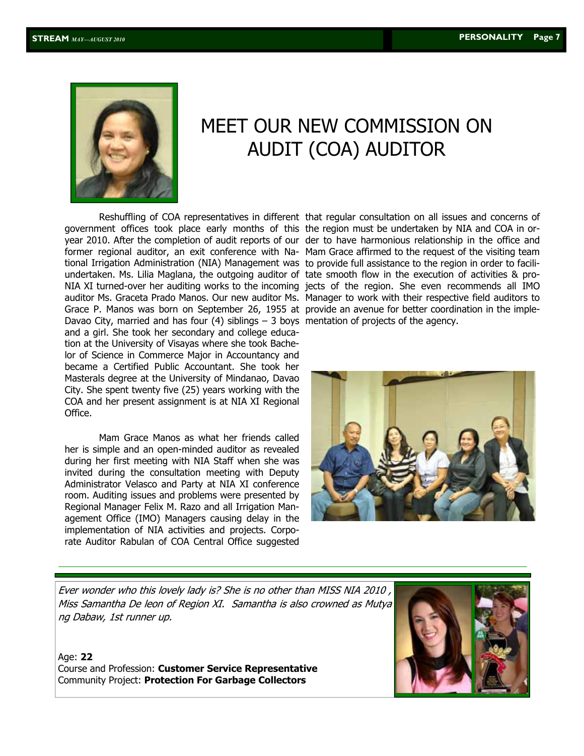# MEET OUR NEW COMMISSION ON AUDIT (COA) AUDITOR

Reshuffling of COA representatives in different government offices took place early months of this year 2010. After the completion of audit reports of our former regional auditor, an exit conference with National Irrigation Administration (NIA) Management was undertaken. Ms. Lilia Maglana, the outgoing auditor of NIA XI turned-over her auditing works to the incoming auditor Ms. Graceta Prado Manos. Our new auditor Ms. Grace P. Manos was born on September 26, 1955 at Davao City, married and has four (4) siblings – 3 boys and a girl. She took her secondary and college education at the University of Visayas where she took Bachelor of Science in Commerce Major in Accountancy and became a Certified Public Accountant. She took her Masterals degree at the University of Mindanao, Davao City. She spent twenty five (25) years working with the COA and her present assignment is at NIA XI Regional Office.

Mam Grace Manos as what her friends called her is simple and an open-minded auditor as revealed during her first meeting with NIA Staff when she was invited during the consultation meeting with Deputy Administrator Velasco and Party at NIA XI conference room. Auditing issues and problems were presented by Regional Manager Felix M. Razo and all Irrigation Management Office (IMO) Managers causing delay in the implementation of NIA activities and projects. Corporate Auditor Rabulan of COA Central Office suggested that regular consultation on all issues and concerns of the region must be undertaken by NIA and COA in order to have harmonious relationship in the office and Mam Grace affirmed to the request of the visiting team to provide full assistance to the region in order to facilitate smooth flow in the execution of activities & projects of the region. She even recommends all IMO Manager to work with their respective field auditors to provide an avenue for better coordination in the implementation of projects of the agency.

*Ever wonder who this lovely lady is? She is no other than MISS NIA 2010 , Miss Samantha De leon of Region XI. Samantha is also crowned as Mutya ng Dabaw, 1st runner up.*

Age: **22**
Course and Profession: **Customer Service Representative**
Community Project: **Protection For Garbage Collectors**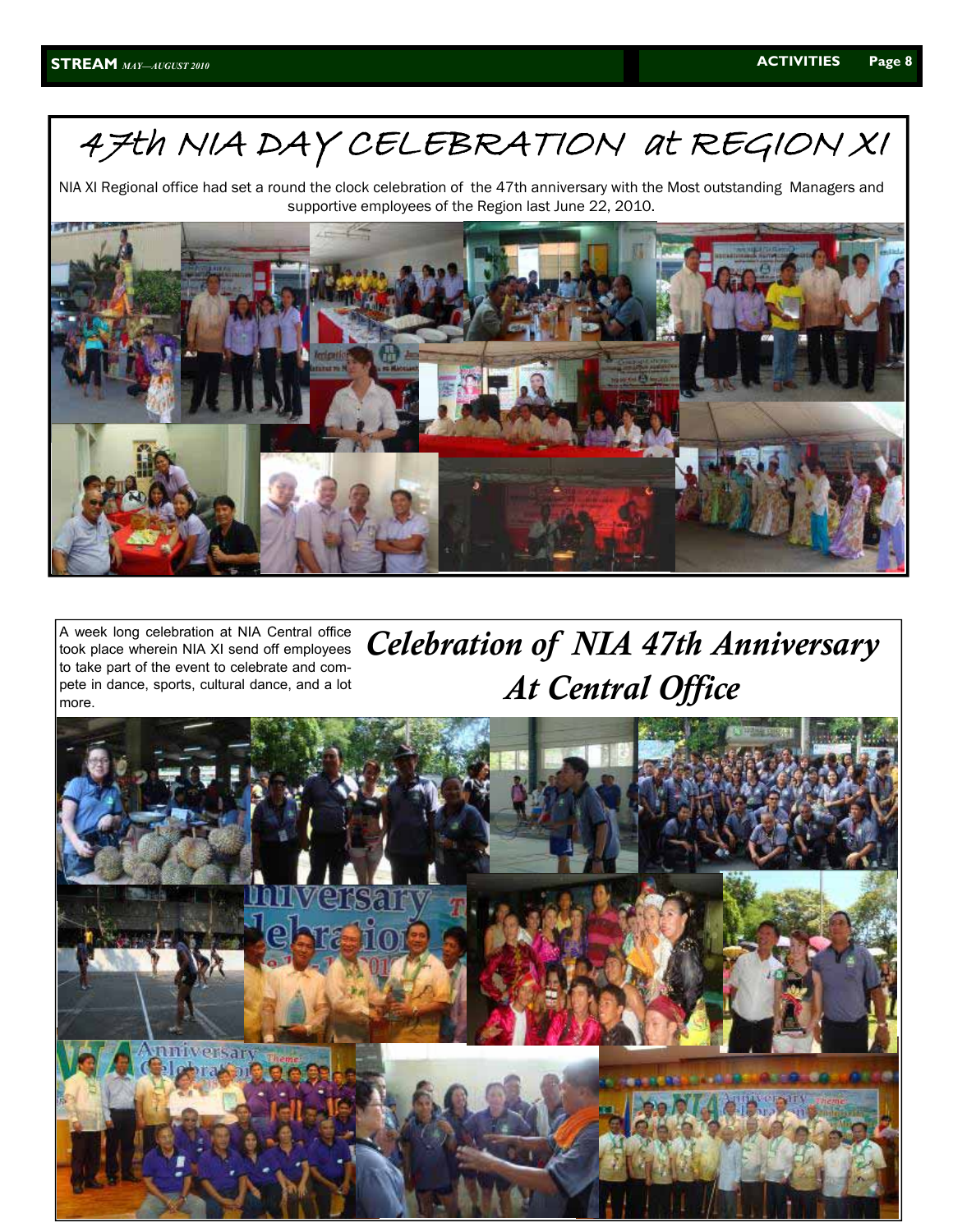# 47th NIA DAY CELEBRATION at REGION XI

NIA XI Regional office had set a round the clock celebration of the 47th anniversary with the Most outstanding Managers and supportive employees of the Region last June 22, 2010.

# *Celebration of NIA 47th Anniversary At Central Office*

A week long celebration at NIA Central office took place wherein NIA XI send off employees to take part of the event to celebrate and compete in dance, sports, cultural dance, and a lot more.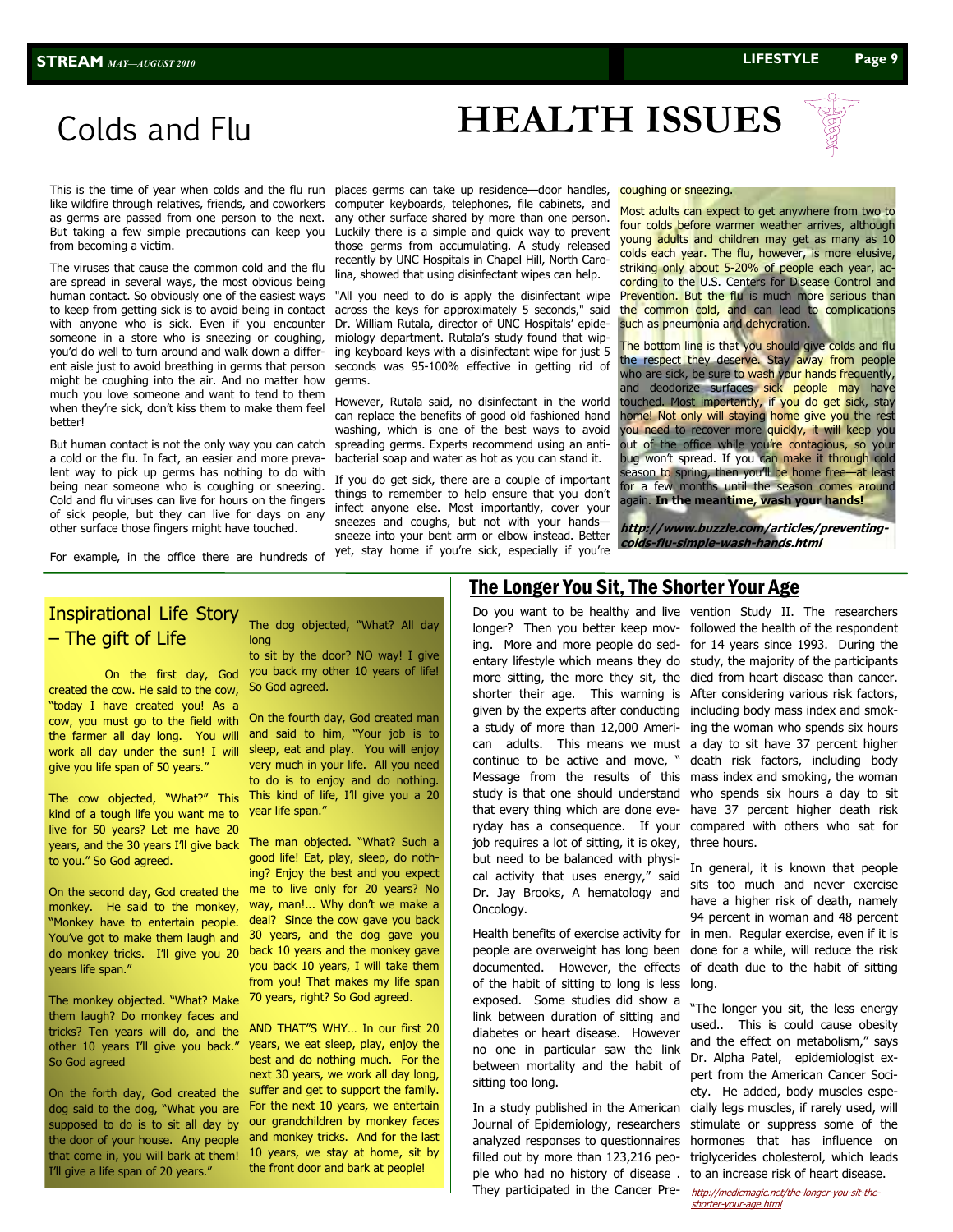# HEALTH ISSUES

## Colds and Flu

This is the time of year when colds and the flu run like wildfire through relatives, friends, and coworkers as germs are passed from one person to the next. But taking a few simple precautions can keep you from becoming a victim.

The viruses that cause the common cold and the flu are spread in several ways, the most obvious being human contact. So obviously one of the easiest ways to keep from getting sick is to avoid being in contact with anyone who is sick. Even if you encounter someone in a store who is sneezing or coughing, you'd do well to turn around and walk down a different aisle just to avoid breathing in germs that person might be coughing into the air. And no matter how much you love someone and want to tend to them when they're sick, don't kiss them to make them feel better!

But human contact is not the only way you can catch a cold or the flu. In fact, an easier and more prevalent way to pick up germs has nothing to do with being near someone who is coughing or sneezing. Cold and flu viruses can live for hours on the fingers of sick people, but they can live for days on any other surface those fingers might have touched.

For example, in the office there are hundreds of places germs can take up residence—door handles, computer keyboards, telephones, file cabinets, and any other surface shared by more than one person. Luckily there is a simple and quick way to prevent those germs from accumulating. A study released recently by UNC Hospitals in Chapel Hill, North Carolina, showed that using disinfectant wipes can help.

"All you need to do is apply the disinfectant wipe across the keys for approximately 5 seconds," said Dr. William Rutala, director of UNC Hospitals' epidemiology department. Rutala's study found that wiping keyboard keys with a disinfectant wipe for just 5 seconds was 95-100% effective in getting rid of germs.

However, Rutala said, no disinfectant in the world can replace the benefits of good old fashioned hand washing, which is one of the best ways to avoid spreading germs. Experts recommend using an antibacterial soap and water as hot as you can stand it.

If you do get sick, there are a couple of important things to remember to help ensure that you don't infect anyone else. Most importantly, cover your sneezes and coughs, but not with your hands—sneeze into your bent arm or elbow instead. Better yet, stay home if you're sick, especially if you're coughing or sneezing.

Most adults can expect to get anywhere from two to four colds before warmer weather arrives, although young adults and children may get as many as 10 colds each year. The flu, however, is more elusive, striking only about 5-20% of people each year, according to the U.S. Centers for Disease Control and Prevention. But the flu is much more serious than the common cold, and can lead to complications such as pneumonia and dehydration.

The bottom line is that you should give colds and flu the respect they deserve. Stay away from people who are sick, be sure to wash your hands frequently, and deodorize surfaces sick people may have touched. Most importantly, if you do get sick, stay home! Not only will staying home give you the rest you need to recover more quickly, it will keep you out of the office while you're contagious, so your bug won't spread. If you can make it through cold season to spring, then you'll be home free—at least for a few months until the season comes around again. **In the meantime, wash your hands!**

***http://www.buzzle.com/articles/preventing-colds-flu-simple-wash-hands.html***

## Inspirational Life Story – The gift of Life

On the first day, God created the cow. He said to the cow, "today I have created you! As a cow, you must go to the field with the farmer all day long. You will work all day under the sun! I will give you life span of 50 years."

The cow objected, "What?" This kind of a tough life you want me to live for 50 years? Let me have 20 years, and the 30 years I'll give back to you." So God agreed.

On the second day, God created the monkey. He said to the monkey, "Monkey have to entertain people. You've got to make them laugh and do monkey tricks. I'll give you 20 years life span."

The monkey objected. "What? Make them laugh? Do monkey faces and tricks? Ten years will do, and the other 10 years I'll give you back." So God agreed

On the forth day, God created the dog said to the dog, "What you are supposed to do is to sit all day by the door of your house. Any people that come in, you will bark at them! I'll give a life span of 20 years."

The dog objected, "What? All day long to sit by the door? NO way! I give you back my other 10 years of life! So God agreed.

On the fourth day, God created man and said to him, "Your job is to sleep, eat and play. You will enjoy very much in your life. All you need to do is to enjoy and do nothing. This kind of life, I'll give you a 20 year life span."

The man objected. "What? Such a good life! Eat, play, sleep, do nothing? Enjoy the best and you expect me to live only for 20 years? No way, man!... Why don't we make a deal? Since the cow gave you back 30 years, and the dog gave you back 10 years and the monkey gave you back 10 years, I will take them from you! That makes my life span 70 years, right? So God agreed.

AND THAT"S WHY… In our first 20 years, we eat sleep, play, enjoy the best and do nothing much. For the next 30 years, we work all day long, suffer and get to support the family. For the next 10 years, we entertain our grandchildren by monkey faces and monkey tricks. And for the last 10 years, we stay at home, sit by the front door and bark at people!

## The Longer You Sit, The Shorter Your Age

Do you want to be healthy and live longer? Then you better keep moving. More and more people do sedentary lifestyle which means they do more sitting, the more they sit, the shorter their age. This warning is given by the experts after conducting a study of more than 12,000 American adults. This means we must continue to be active and move, " Message from the results of this study is that one should understand that every thing which are done everyday has a consequence. If your job requires a lot of sitting, it is okey, but need to be balanced with physical activity that uses energy," said Dr. Jay Brooks, A hematology and Oncology.

Health benefits of exercise activity for people are overweight has long been documented. However, the effects of the habit of sitting to long is less exposed. Some studies did show a link between duration of sitting and diabetes or heart disease. However no one in particular saw the link between mortality and the habit of sitting too long.

In a study published in the American Journal of Epidemiology, researchers analyzed responses to questionnaires filled out by more than 123,216 people who had no history of disease . They participated in the Cancer Prevention Study II. The researchers followed the health of the respondent for 14 years since 1993. During the study, the majority of the participants died from heart disease than cancer. After considering various risk factors, including body mass index and smoking the woman who spends six hours a day to sit have 37 percent higher death risk factors, including body mass index and smoking, the woman who spends six hours a day to sit have 37 percent higher death risk compared with others who sat for three hours.

In general, it is known that people sits too much and never exercise have a higher risk of death, namely 94 percent in woman and 48 percent in men. Regular exercise, even if it is done for a while, will reduce the risk of death due to the habit of sitting long.

"The longer you sit, the less energy used.. This is could cause obesity and the effect on metabolism," says Dr. Alpha Patel, epidemiologist expert from the American Cancer Society. He added, body muscles especially legs muscles, if rarely used, will stimulate or suppress some of the hormones that has influence on triglycerides cholesterol, which leads to an increase risk of heart disease.

*http://medicmagic.net/the-longer-you-sit-the-shorter-your-age.html*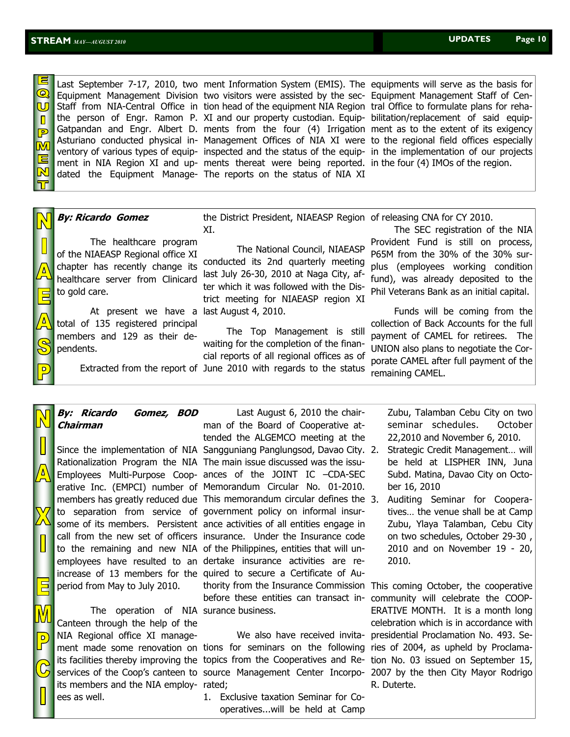## EQUIPMENT

Last September 7-17, 2010, two Equipment Management Division Staff from NIA-Central Office in the person of Engr. Ramon P. Gatpandan and Engr. Albert D. Asturiano conducted physical inventory of various types of equipment in NIA Region XI and updated the Equipment Management Information System (EMIS). The two visitors were assisted by the section head of the equipment NIA Region XI and our property custodian. Equipments from the four (4) Irrigation Management Offices of NIA XI were inspected and the status of the equipments thereat were being reported. The reports on the status of NIA XI equipments will serve as the basis for Equipment Management Staff of Central Office to formulate plans for rehabilitation/replacement of said equipment as to the extent of its exigency to the regional field offices especially in the implementation of our projects in the four (4) IMOs of the region.

## NIAEASP

***By: Ricardo Gomez***

The healthcare program of the NIAEASP Regional office XI chapter has recently change its healthcare server from Clinicard to gold care.

At present we have a total of 135 registered principal members and 129 as their dependents.

Extracted from the report of the District President, NIAEASP Region XI.

The National Council, NIAEASP conducted its 2nd quarterly meeting last July 26-30, 2010 at Naga City, after which it was followed with the District meeting for NIAEASP region XI last August 4, 2010.

The Top Management is still waiting for the completion of the financial reports of all regional offices as of June 2010 with regards to the status of releasing CNA for CY 2010.

The SEC registration of the NIA Provident Fund is still on process, P65M from the 30% of the 30% surplus (employees working condition fund), was already deposited to the Phil Veterans Bank as an initial capital.

Funds will be coming from the collection of Back Accounts for the full payment of CAMEL for retirees. The UNION also plans to negotiate the Corporate CAMEL after full payment of the remaining CAMEL.

## NIA XI EMPCI

***By: Ricardo Gomez, BOD Chairman***

Since the implementation of NIA Rationalization Program the NIA Employees Multi-Purpose Cooperative Inc. (EMPCI) number of members has greatly reduced due to separation from service of some of its members. Persistent call from the new set of officers to the remaining and new NIA employees have resulted to an increase of 13 members for the period from May to July 2010.

The operation of NIA Canteen through the help of the NIA Regional office XI management made some renovation on its facilities thereby improving the services of the Coop's canteen to its members and the NIA employees as well.

Last August 6, 2010 the chairman of the Board of Cooperative attended the ALGEMCO meeting at the Sangguniang Panglungsod, Davao City. The main issue discussed was the issuances of the JOINT IC –CDA-SEC Memorandum Circular No. 01-2010. This memorandum circular defines the government policy on informal insurance activities of all entities engage in insurance. Under the Insurance code of the Philippines, entities that will undertake insurance activities are required to secure a Certificate of Authority from the Insurance Commission before these entities can transact insurance business.

We also have received invitations for seminars on the following topics from the Cooperatives and Resource Management Center Incorporated;

1. Exclusive taxation Seminar for Cooperatives...will be held at Camp Zubu, Talamban Cebu City on two seminar schedules. October 22,2010 and November 6, 2010.
2. Strategic Credit Management… will be held at LISPHER INN, Juna Subd. Matina, Davao City on October 16, 2010
3. Auditing Seminar for Cooperatives… the venue shall be at Camp Zubu, Ylaya Talamban, Cebu City on two schedules, October 29-30 , 2010 and on November 19 - 20, 2010.

This coming October, the cooperative community will celebrate the COOPERATIVE MONTH. It is a month long celebration which is in accordance with presidential Proclamation No. 493. Series of 2004, as upheld by Proclamation No. 03 issued on September 15, 2007 by the then City Mayor Rodrigo R. Duterte.